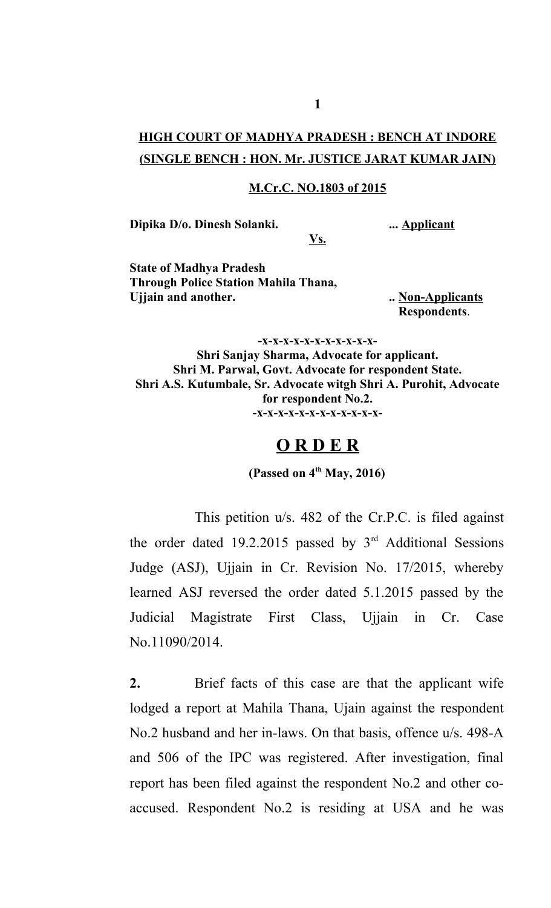**HIGH COURT OF MADHYA PRADESH : BENCH AT INDORE**
**(SINGLE BENCH : HON. Mr. JUSTICE JARAT KUMAR JAIN)**

**M.Cr.C. NO.1803 of 2015**

**Dipika D/o. Dinesh Solanki.** ... **Applicant**

**Vs.**

**State of Madhya Pradesh**
**Through Police Station Mahila Thana,**
**Ujjain and another.** .. **Non-Applicants**
**Respondents**.

-x-x-x-x-x-x-x-x-x-x-x-

**Shri Sanjay Sharma, Advocate for applicant.**
**Shri M. Parwal, Govt. Advocate for respondent State.**
**Shri A.S. Kutumbale, Sr. Advocate witgh Shri A. Purohit, Advocate for respondent No.2.**

-x-x-x-x-x-x-x-x-x-x-x-x-

# O R D E R

**(Passed on 4th May, 2016)**

This petition u/s. 482 of the Cr.P.C. is filed against the order dated 19.2.2015 passed by 3rd Additional Sessions Judge (ASJ), Ujjain in Cr. Revision No. 17/2015, whereby learned ASJ reversed the order dated 5.1.2015 passed by the Judicial Magistrate First Class, Ujjain in Cr. Case No.11090/2014.

**2.** Brief facts of this case are that the applicant wife lodged a report at Mahila Thana, Ujain against the respondent No.2 husband and her in-laws. On that basis, offence u/s. 498-A and 506 of the IPC was registered. After investigation, final report has been filed against the respondent No.2 and other co-accused. Respondent No.2 is residing at USA and he was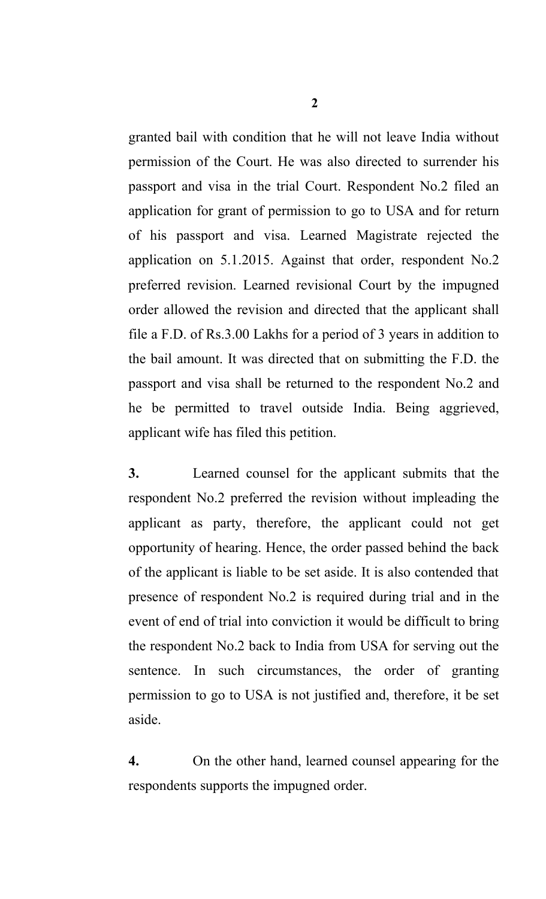granted bail with condition that he will not leave India without permission of the Court. He was also directed to surrender his passport and visa in the trial Court. Respondent No.2 filed an application for grant of permission to go to USA and for return of his passport and visa. Learned Magistrate rejected the application on 5.1.2015. Against that order, respondent No.2 preferred revision. Learned revisional Court by the impugned order allowed the revision and directed that the applicant shall file a F.D. of Rs.3.00 Lakhs for a period of 3 years in addition to the bail amount. It was directed that on submitting the F.D. the passport and visa shall be returned to the respondent No.2 and he be permitted to travel outside India. Being aggrieved, applicant wife has filed this petition.

**3.** Learned counsel for the applicant submits that the respondent No.2 preferred the revision without impleading the applicant as party, therefore, the applicant could not get opportunity of hearing. Hence, the order passed behind the back of the applicant is liable to be set aside. It is also contended that presence of respondent No.2 is required during trial and in the event of end of trial into conviction it would be difficult to bring the respondent No.2 back to India from USA for serving out the sentence. In such circumstances, the order of granting permission to go to USA is not justified and, therefore, it be set aside.

**4.** On the other hand, learned counsel appearing for the respondents supports the impugned order.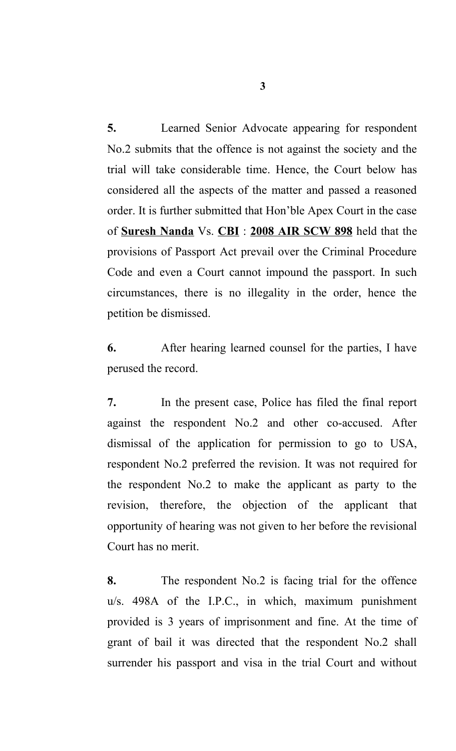**5.** Learned Senior Advocate appearing for respondent No.2 submits that the offence is not against the society and the trial will take considerable time. Hence, the Court below has considered all the aspects of the matter and passed a reasoned order. It is further submitted that Hon'ble Apex Court in the case of **Suresh Nanda** Vs. **CBI** : **2008 AIR SCW 898** held that the provisions of Passport Act prevail over the Criminal Procedure Code and even a Court cannot impound the passport. In such circumstances, there is no illegality in the order, hence the petition be dismissed.

**6.** After hearing learned counsel for the parties, I have perused the record.

**7.** In the present case, Police has filed the final report against the respondent No.2 and other co-accused. After dismissal of the application for permission to go to USA, respondent No.2 preferred the revision. It was not required for the respondent No.2 to make the applicant as party to the revision, therefore, the objection of the applicant that opportunity of hearing was not given to her before the revisional Court has no merit.

**8.** The respondent No.2 is facing trial for the offence u/s. 498A of the I.P.C., in which, maximum punishment provided is 3 years of imprisonment and fine. At the time of grant of bail it was directed that the respondent No.2 shall surrender his passport and visa in the trial Court and without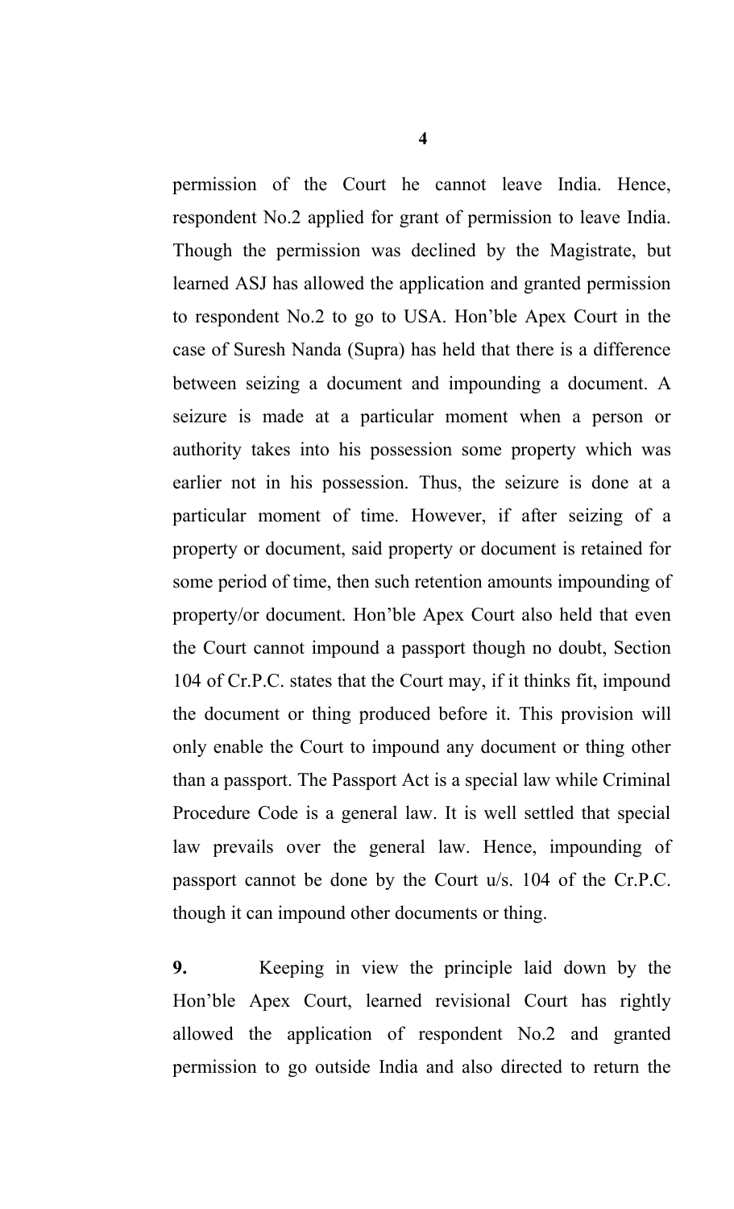permission of the Court he cannot leave India. Hence, respondent No.2 applied for grant of permission to leave India. Though the permission was declined by the Magistrate, but learned ASJ has allowed the application and granted permission to respondent No.2 to go to USA. Hon'ble Apex Court in the case of Suresh Nanda (Supra) has held that there is a difference between seizing a document and impounding a document. A seizure is made at a particular moment when a person or authority takes into his possession some property which was earlier not in his possession. Thus, the seizure is done at a particular moment of time. However, if after seizing of a property or document, said property or document is retained for some period of time, then such retention amounts impounding of property/or document. Hon'ble Apex Court also held that even the Court cannot impound a passport though no doubt, Section 104 of Cr.P.C. states that the Court may, if it thinks fit, impound the document or thing produced before it. This provision will only enable the Court to impound any document or thing other than a passport. The Passport Act is a special law while Criminal Procedure Code is a general law. It is well settled that special law prevails over the general law. Hence, impounding of passport cannot be done by the Court u/s. 104 of the Cr.P.C. though it can impound other documents or thing.

**9.** Keeping in view the principle laid down by the Hon'ble Apex Court, learned revisional Court has rightly allowed the application of respondent No.2 and granted permission to go outside India and also directed to return the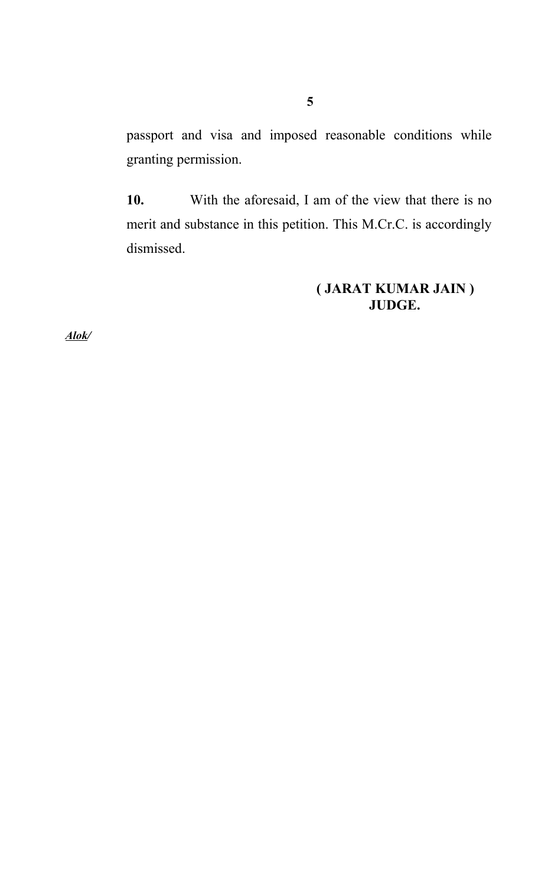passport and visa and imposed reasonable conditions while granting permission.

**10.** With the aforesaid, I am of the view that there is no merit and substance in this petition. This M.Cr.C. is accordingly dismissed.

**( JARAT KUMAR JAIN )**
**JUDGE.**

***Alok/***